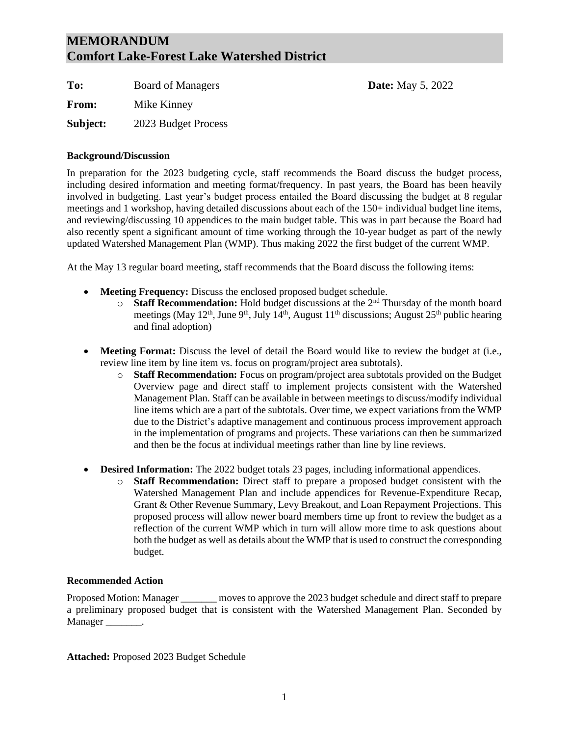# MEMORANDUM
# Comfort Lake-Forest Lake Watershed District

**To:** Board of Managers **Date:** May 5, 2022

**From:** Mike Kinney

**Subject:** 2023 Budget Process

---

**Background/Discussion**

In preparation for the 2023 budgeting cycle, staff recommends the Board discuss the budget process, including desired information and meeting format/frequency. In past years, the Board has been heavily involved in budgeting. Last year's budget process entailed the Board discussing the budget at 8 regular meetings and 1 workshop, having detailed discussions about each of the 150+ individual budget line items, and reviewing/discussing 10 appendices to the main budget table. This was in part because the Board had also recently spent a significant amount of time working through the 10-year budget as part of the newly updated Watershed Management Plan (WMP). Thus making 2022 the first budget of the current WMP.

At the May 13 regular board meeting, staff recommends that the Board discuss the following items:

- **Meeting Frequency:** Discuss the enclosed proposed budget schedule.
  - **Staff Recommendation:** Hold budget discussions at the 2nd Thursday of the month board meetings (May 12th, June 9th, July 14th, August 11th discussions; August 25th public hearing and final adoption)
- **Meeting Format:** Discuss the level of detail the Board would like to review the budget at (i.e., review line item by line item vs. focus on program/project area subtotals).
  - **Staff Recommendation:** Focus on program/project area subtotals provided on the Budget Overview page and direct staff to implement projects consistent with the Watershed Management Plan. Staff can be available in between meetings to discuss/modify individual line items which are a part of the subtotals. Over time, we expect variations from the WMP due to the District's adaptive management and continuous process improvement approach in the implementation of programs and projects. These variations can then be summarized and then be the focus at individual meetings rather than line by line reviews.
- **Desired Information:** The 2022 budget totals 23 pages, including informational appendices.
  - **Staff Recommendation:** Direct staff to prepare a proposed budget consistent with the Watershed Management Plan and include appendices for Revenue-Expenditure Recap, Grant & Other Revenue Summary, Levy Breakout, and Loan Repayment Projections. This proposed process will allow newer board members time up front to review the budget as a reflection of the current WMP which in turn will allow more time to ask questions about both the budget as well as details about the WMP that is used to construct the corresponding budget.

**Recommended Action**

Proposed Motion: Manager _______ moves to approve the 2023 budget schedule and direct staff to prepare a preliminary proposed budget that is consistent with the Watershed Management Plan. Seconded by Manager _______.

**Attached:** Proposed 2023 Budget Schedule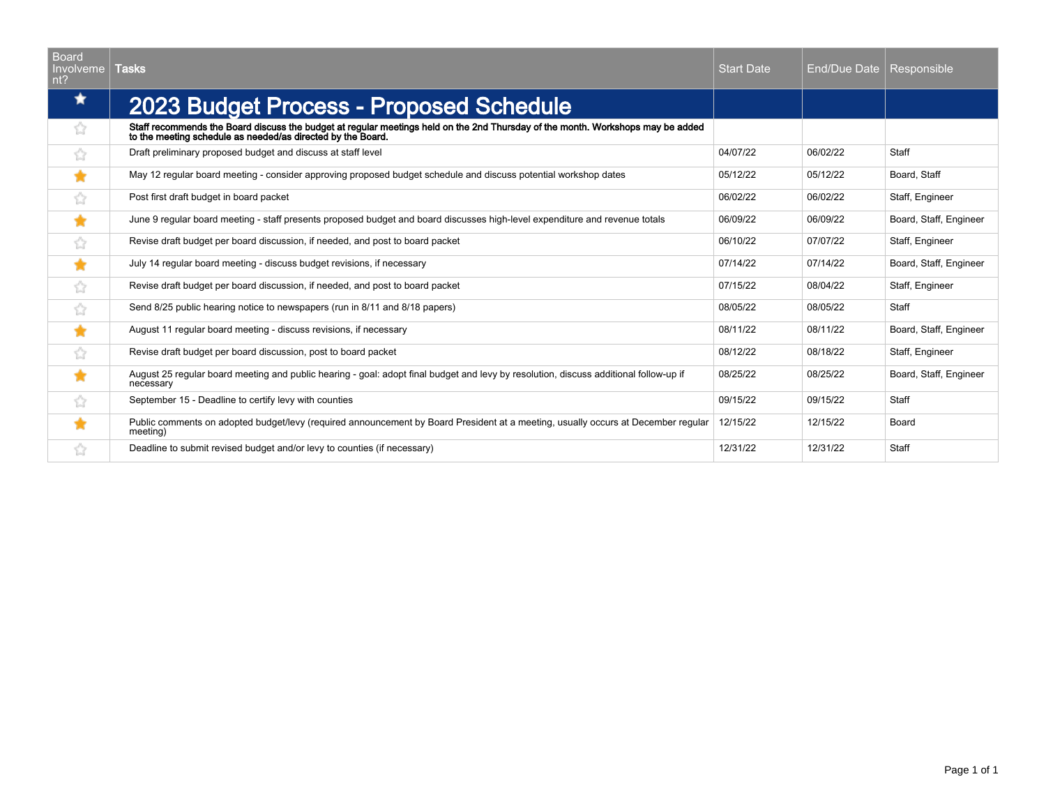| Board Involvement? | Tasks | Start Date | End/Due Date | Responsible |
|---|---|---|---|---|
| ★ | **2023 Budget Process - Proposed Schedule** | | | |
| ☆ | **Staff recommends the Board discuss the budget at regular meetings held on the 2nd Thursday of the month. Workshops may be added to the meeting schedule as needed/as directed by the Board.** | | | |
| ☆ | Draft preliminary proposed budget and discuss at staff level | 04/07/22 | 06/02/22 | Staff |
| ★ | May 12 regular board meeting - consider approving proposed budget schedule and discuss potential workshop dates | 05/12/22 | 05/12/22 | Board, Staff |
| ☆ | Post first draft budget in board packet | 06/02/22 | 06/02/22 | Staff, Engineer |
| ★ | June 9 regular board meeting - staff presents proposed budget and board discusses high-level expenditure and revenue totals | 06/09/22 | 06/09/22 | Board, Staff, Engineer |
| ☆ | Revise draft budget per board discussion, if needed, and post to board packet | 06/10/22 | 07/07/22 | Staff, Engineer |
| ★ | July 14 regular board meeting - discuss budget revisions, if necessary | 07/14/22 | 07/14/22 | Board, Staff, Engineer |
| ☆ | Revise draft budget per board discussion, if needed, and post to board packet | 07/15/22 | 08/04/22 | Staff, Engineer |
| ☆ | Send 8/25 public hearing notice to newspapers (run in 8/11 and 8/18 papers) | 08/05/22 | 08/05/22 | Staff |
| ★ | August 11 regular board meeting - discuss revisions, if necessary | 08/11/22 | 08/11/22 | Board, Staff, Engineer |
| ☆ | Revise draft budget per board discussion, post to board packet | 08/12/22 | 08/18/22 | Staff, Engineer |
| ★ | August 25 regular board meeting and public hearing - goal: adopt final budget and levy by resolution, discuss additional follow-up if necessary | 08/25/22 | 08/25/22 | Board, Staff, Engineer |
| ☆ | September 15 - Deadline to certify levy with counties | 09/15/22 | 09/15/22 | Staff |
| ★ | Public comments on adopted budget/levy (required announcement by Board President at a meeting, usually occurs at December regular meeting) | 12/15/22 | 12/15/22 | Board |
| ☆ | Deadline to submit revised budget and/or levy to counties (if necessary) | 12/31/22 | 12/31/22 | Staff |